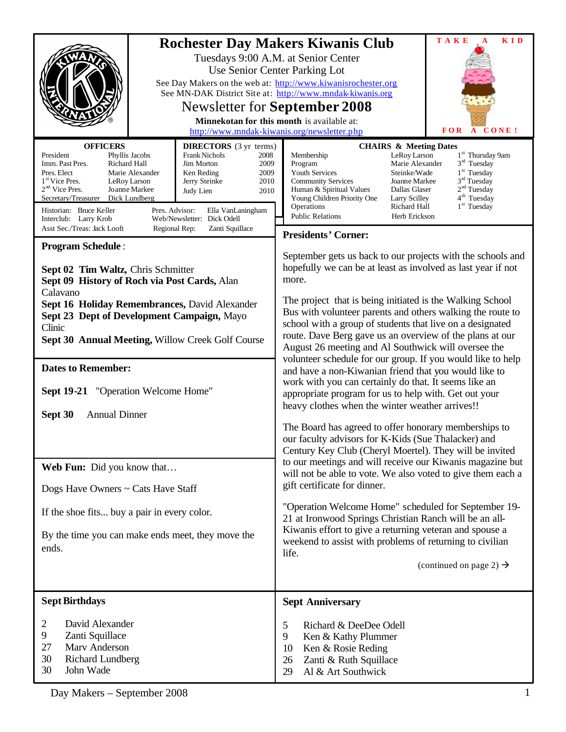# Rochester Day Makers Kiwanis Club

Tuesdays 9:00 A.M. at Senior Center
Use Senior Center Parking Lot
See Day Makers on the web at: http://www.kiwanisrochester.org
See MN-DAK District Site at: http://www.mndak-kiwanis.org

## Newsletter for September 2008

**Minnekotan for this month** is available at:
http://www.mndak-kiwanis.org/newsletter.php

TAKE A KID FOR A CONE!

### OFFICERS

| Office | Name |
|---|---|
| President | Phyllis Jacobs |
| Imm. Past Pres. | Richard Hall |
| Pres. Elect | Marie Alexander |
| 1st Vice Pres. | LeRoy Larson |
| 2nd Vice Pres. | Joanne Markee |
| Secretary/Treasurer | Dick Lundberg |

### DIRECTORS (3 yr terms)

| Name | Term |
|---|---|
| Frank Nichols | 2008 |
| Jim Morton | 2009 |
| Ken Reding | 2009 |
| Jerry Steinke | 2010 |
| Judy Lien | 2010 |

Historian: Bruce Keller
Interclub: Larry Krob
Asst Sec./Treas: Jack Looft
Pres. Advisor: Ella VanLaningham
Web/Newsletter: Dick Odell
Regional Rep: Zanti Squillace

### CHAIRS & Meeting Dates

| Committee | Chair | Meeting Date |
|---|---|---|
| Membership | LeRoy Larson | 1st Thursday 9am |
| Program | Marie Alexander | 3rd Tuesday |
| Youth Services | Steinke/Wade | 1st Tuesday |
| Community Services | Joanne Markee | 3rd Tuesday |
| Human & Spiritual Values | Dallas Glaser | 2nd Tuesday |
| Young Children Priority One | Larry Scilley | 4th Tuesday |
| Operations | Richard Hall | 1st Tuesday |
| Public Relations | Herb Erickson | |

### Program Schedule:

**Sept 02 Tim Waltz,** Chris Schmitter
**Sept 09 History of Roch via Post Cards,** Alan Calavano
**Sept 16 Holiday Remembrances,** David Alexander
**Sept 23 Dept of Development Campaign,** Mayo Clinic
**Sept 30 Annual Meeting,** Willow Creek Golf Course

### Dates to Remember:

**Sept 19-21** "Operation Welcome Home"

**Sept 30** Annual Dinner

### Web Fun: Did you know that…

Dogs Have Owners ~ Cats Have Staff

If the shoe fits... buy a pair in every color.

By the time you can make ends meet, they move the ends.

### Presidents' Corner:

September gets us back to our projects with the schools and hopefully we can be at least as involved as last year if not more.

The project that is being initiated is the Walking School Bus with volunteer parents and others walking the route to school with a group of students that live on a designated route. Dave Berg gave us an overview of the plans at our August 26 meeting and Al Southwick will oversee the volunteer schedule for our group. If you would like to help and have a non-Kiwanian friend that you would like to work with you can certainly do that. It seems like an appropriate program for us to help with. Get out your heavy clothes when the winter weather arrives!!

The Board has agreed to offer honorary memberships to our faculty advisors for K-Kids (Sue Thalacker) and Century Key Club (Cheryl Moertel). They will be invited to our meetings and will receive our Kiwanis magazine but will not be able to vote. We also voted to give them each a gift certificate for dinner.

"Operation Welcome Home" scheduled for September 19-21 at Ironwood Springs Christian Ranch will be an all-Kiwanis effort to give a returning veteran and spouse a weekend to assist with problems of returning to civilian life.

(continued on page 2) →

### Sept Birthdays

| Day | Name |
|---|---|
| 2 | David Alexander |
| 9 | Zanti Squillace |
| 27 | Marv Anderson |
| 30 | Richard Lundberg |
| 30 | John Wade |

### Sept Anniversary

| Day | Names |
|---|---|
| 5 | Richard & DeeDee Odell |
| 9 | Ken & Kathy Plummer |
| 10 | Ken & Rosie Reding |
| 26 | Zanti & Ruth Squillace |
| 29 | Al & Art Southwick |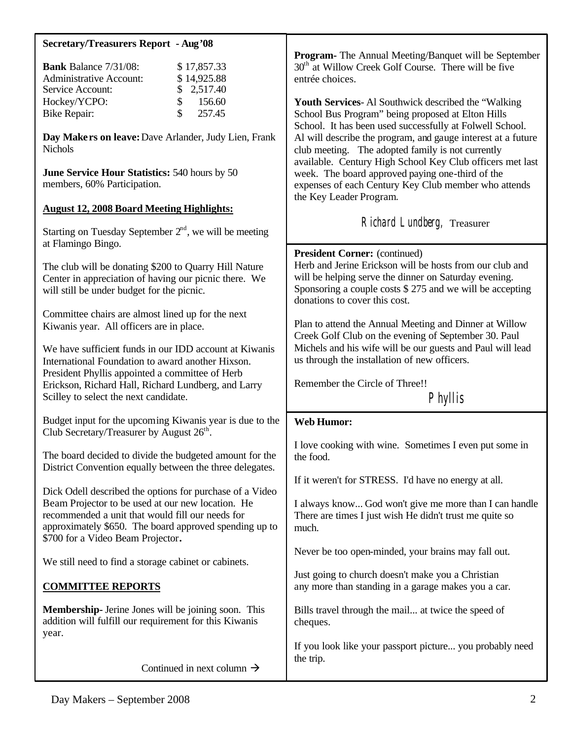**Secretary/Treasurers Report - Aug'08**

| | |
|---|---|
| **Bank** Balance 7/31/08: | $ 17,857.33 |
| Administrative Account: | $ 14,925.88 |
| Service Account: | $ 2,517.40 |
| Hockey/YCPO: | $ 156.60 |
| Bike Repair: | $ 257.45 |

**Day Makers on leave:** Dave Arlander, Judy Lien, Frank Nichols

**June Service Hour Statistics:** 540 hours by 50 members, 60% Participation.

**August 12, 2008 Board Meeting Highlights:**

Starting on Tuesday September 2nd, we will be meeting at Flamingo Bingo.

The club will be donating $200 to Quarry Hill Nature Center in appreciation of having our picnic there. We will still be under budget for the picnic.

Committee chairs are almost lined up for the next Kiwanis year. All officers are in place.

We have sufficient funds in our IDD account at Kiwanis International Foundation to award another Hixson. President Phyllis appointed a committee of Herb Erickson, Richard Hall, Richard Lundberg, and Larry Scilley to select the next candidate.

Budget input for the upcoming Kiwanis year is due to the Club Secretary/Treasurer by August 26th.

The board decided to divide the budgeted amount for the District Convention equally between the three delegates.

Dick Odell described the options for purchase of a Video Beam Projector to be used at our new location. He recommended a unit that would fill our needs for approximately $650. The board approved spending up to $700 for a Video Beam Projector.

We still need to find a storage cabinet or cabinets.

**COMMITTEE REPORTS**

**Membership-** Jerine Jones will be joining soon. This addition will fulfill our requirement for this Kiwanis year.

**Program-** The Annual Meeting/Banquet will be September 30th at Willow Creek Golf Course. There will be five entrée choices.

**Youth Services-** Al Southwick described the "Walking School Bus Program" being proposed at Elton Hills School. It has been used successfully at Folwell School. Al will describe the program, and gauge interest at a future club meeting. The adopted family is not currently available. Century High School Key Club officers met last week. The board approved paying one-third of the expenses of each Century Key Club member who attends the Key Leader Program.

Richard Lundberg, Treasurer

**President Corner:** (continued)
Herb and Jerine Erickson will be hosts from our club and will be helping serve the dinner on Saturday evening. Sponsoring a couple costs $ 275 and we will be accepting donations to cover this cost.

Plan to attend the Annual Meeting and Dinner at Willow Creek Golf Club on the evening of September 30. Paul Michels and his wife will be our guests and Paul will lead us through the installation of new officers.

Remember the Circle of Three!!

Phyllis

**Web Humor:**

I love cooking with wine. Sometimes I even put some in the food.

If it weren't for STRESS. I'd have no energy at all.

I always know... God won't give me more than I can handle There are times I just wish He didn't trust me quite so much.

Never be too open-minded, your brains may fall out.

Just going to church doesn't make you a Christian any more than standing in a garage makes you a car.

Bills travel through the mail... at twice the speed of cheques.

If you look like your passport picture... you probably need the trip.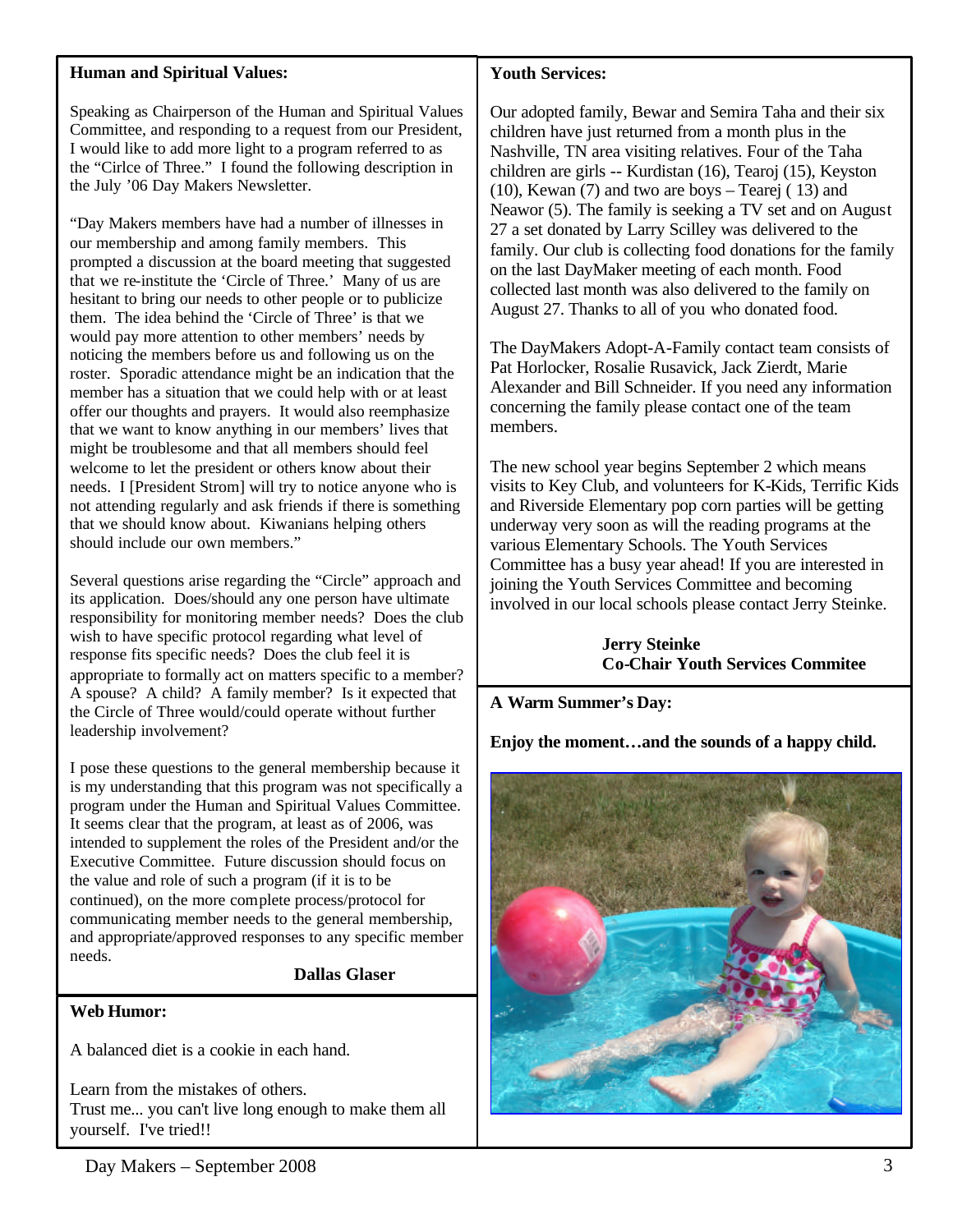**Human and Spiritual Values:**

Speaking as Chairperson of the Human and Spiritual Values Committee, and responding to a request from our President, I would like to add more light to a program referred to as the "Cirlce of Three." I found the following description in the July '06 Day Makers Newsletter.

"Day Makers members have had a number of illnesses in our membership and among family members. This prompted a discussion at the board meeting that suggested that we re-institute the 'Circle of Three.' Many of us are hesitant to bring our needs to other people or to publicize them. The idea behind the 'Circle of Three' is that we would pay more attention to other members' needs by noticing the members before us and following us on the roster. Sporadic attendance might be an indication that the member has a situation that we could help with or at least offer our thoughts and prayers. It would also reemphasize that we want to know anything in our members' lives that might be troublesome and that all members should feel welcome to let the president or others know about their needs. I [President Strom] will try to notice anyone who is not attending regularly and ask friends if there is something that we should know about. Kiwanians helping others should include our own members."

Several questions arise regarding the "Circle" approach and its application. Does/should any one person have ultimate responsibility for monitoring member needs? Does the club wish to have specific protocol regarding what level of response fits specific needs? Does the club feel it is appropriate to formally act on matters specific to a member? A spouse? A child? A family member? Is it expected that the Circle of Three would/could operate without further leadership involvement?

I pose these questions to the general membership because it is my understanding that this program was not specifically a program under the Human and Spiritual Values Committee. It seems clear that the program, at least as of 2006, was intended to supplement the roles of the President and/or the Executive Committee. Future discussion should focus on the value and role of such a program (if it is to be continued), on the more complete process/protocol for communicating member needs to the general membership, and appropriate/approved responses to any specific member needs.

**Dallas Glaser**

**Web Humor:**

A balanced diet is a cookie in each hand.

Learn from the mistakes of others.
Trust me... you can't live long enough to make them all yourself. I've tried!!

**Youth Services:**

Our adopted family, Bewar and Semira Taha and their six children have just returned from a month plus in the Nashville, TN area visiting relatives. Four of the Taha children are girls -- Kurdistan (16), Tearoj (15), Keyston (10), Kewan (7) and two are boys – Tearej ( 13) and Neawor (5). The family is seeking a TV set and on August 27 a set donated by Larry Scilley was delivered to the family. Our club is collecting food donations for the family on the last DayMaker meeting of each month. Food collected last month was also delivered to the family on August 27. Thanks to all of you who donated food.

The DayMakers Adopt-A-Family contact team consists of Pat Horlocker, Rosalie Rusavick, Jack Zierdt, Marie Alexander and Bill Schneider. If you need any information concerning the family please contact one of the team members.

The new school year begins September 2 which means visits to Key Club, and volunteers for K-Kids, Terrific Kids and Riverside Elementary pop corn parties will be getting underway very soon as will the reading programs at the various Elementary Schools. The Youth Services Committee has a busy year ahead! If you are interested in joining the Youth Services Committee and becoming involved in our local schools please contact Jerry Steinke.

**Jerry Steinke**
**Co-Chair Youth Services Commitee**

**A Warm Summer's Day:**

**Enjoy the moment…and the sounds of a happy child.**